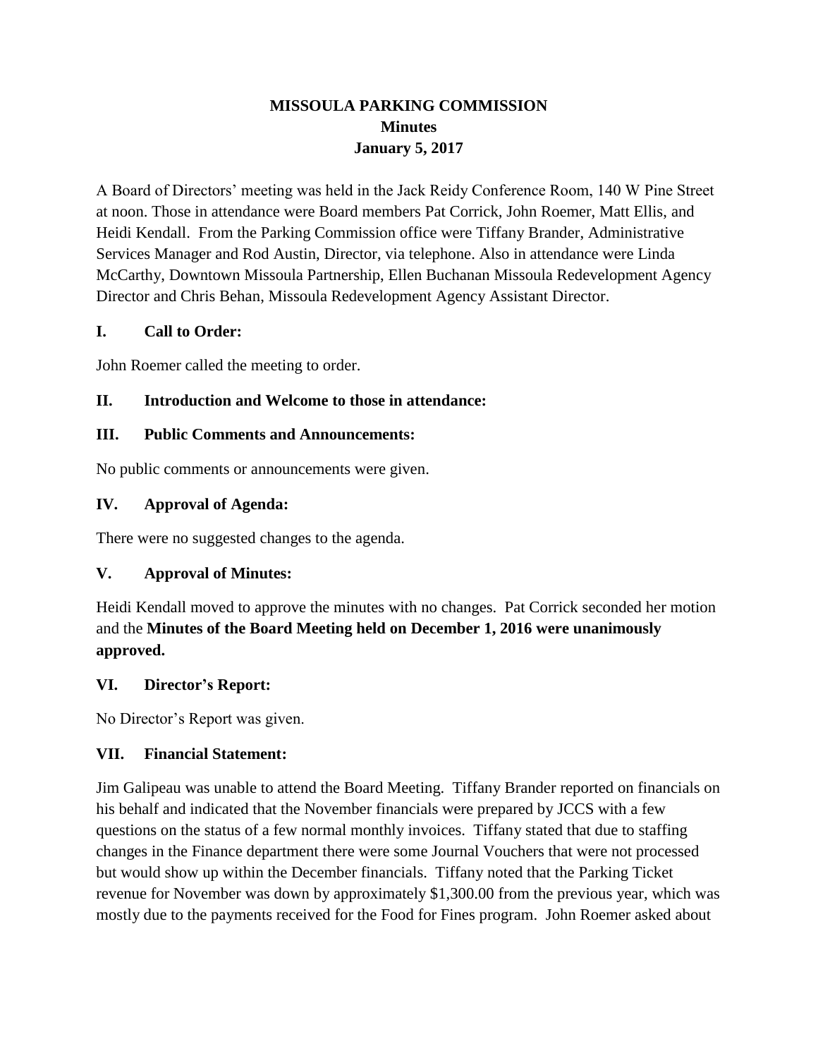# MISSOULA PARKING COMMISSION
## Minutes
## January 5, 2017

A Board of Directors' meeting was held in the Jack Reidy Conference Room, 140 W Pine Street at noon. Those in attendance were Board members Pat Corrick, John Roemer, Matt Ellis, and Heidi Kendall. From the Parking Commission office were Tiffany Brander, Administrative Services Manager and Rod Austin, Director, via telephone. Also in attendance were Linda McCarthy, Downtown Missoula Partnership, Ellen Buchanan Missoula Redevelopment Agency Director and Chris Behan, Missoula Redevelopment Agency Assistant Director.

### I. Call to Order:

John Roemer called the meeting to order.

### II. Introduction and Welcome to those in attendance:

### III. Public Comments and Announcements:

No public comments or announcements were given.

### IV. Approval of Agenda:

There were no suggested changes to the agenda.

### V. Approval of Minutes:

Heidi Kendall moved to approve the minutes with no changes. Pat Corrick seconded her motion and the **Minutes of the Board Meeting held on December 1, 2016 were unanimously approved.**

### VI. Director's Report:

No Director's Report was given.

### VII. Financial Statement:

Jim Galipeau was unable to attend the Board Meeting. Tiffany Brander reported on financials on his behalf and indicated that the November financials were prepared by JCCS with a few questions on the status of a few normal monthly invoices. Tiffany stated that due to staffing changes in the Finance department there were some Journal Vouchers that were not processed but would show up within the December financials. Tiffany noted that the Parking Ticket revenue for November was down by approximately $1,300.00 from the previous year, which was mostly due to the payments received for the Food for Fines program. John Roemer asked about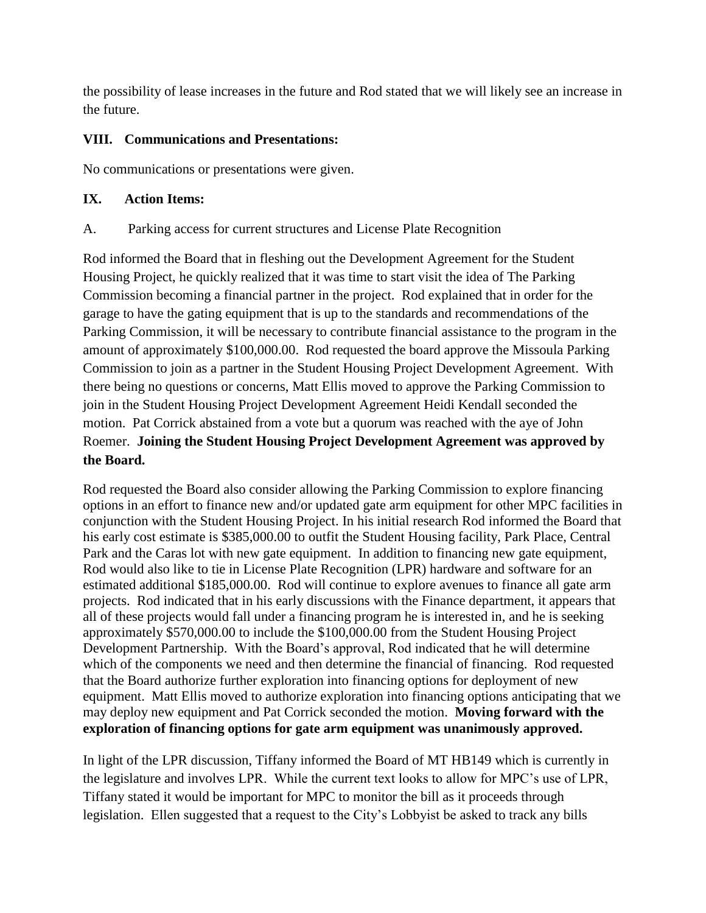the possibility of lease increases in the future and Rod stated that we will likely see an increase in the future.

**VIII. Communications and Presentations:**

No communications or presentations were given.

**IX. Action Items:**

A. Parking access for current structures and License Plate Recognition

Rod informed the Board that in fleshing out the Development Agreement for the Student Housing Project, he quickly realized that it was time to start visit the idea of The Parking Commission becoming a financial partner in the project. Rod explained that in order for the garage to have the gating equipment that is up to the standards and recommendations of the Parking Commission, it will be necessary to contribute financial assistance to the program in the amount of approximately $100,000.00. Rod requested the board approve the Missoula Parking Commission to join as a partner in the Student Housing Project Development Agreement. With there being no questions or concerns, Matt Ellis moved to approve the Parking Commission to join in the Student Housing Project Development Agreement Heidi Kendall seconded the motion. Pat Corrick abstained from a vote but a quorum was reached with the aye of John Roemer. **Joining the Student Housing Project Development Agreement was approved by the Board.**

Rod requested the Board also consider allowing the Parking Commission to explore financing options in an effort to finance new and/or updated gate arm equipment for other MPC facilities in conjunction with the Student Housing Project. In his initial research Rod informed the Board that his early cost estimate is $385,000.00 to outfit the Student Housing facility, Park Place, Central Park and the Caras lot with new gate equipment. In addition to financing new gate equipment, Rod would also like to tie in License Plate Recognition (LPR) hardware and software for an estimated additional $185,000.00. Rod will continue to explore avenues to finance all gate arm projects. Rod indicated that in his early discussions with the Finance department, it appears that all of these projects would fall under a financing program he is interested in, and he is seeking approximately $570,000.00 to include the $100,000.00 from the Student Housing Project Development Partnership. With the Board's approval, Rod indicated that he will determine which of the components we need and then determine the financial of financing. Rod requested that the Board authorize further exploration into financing options for deployment of new equipment. Matt Ellis moved to authorize exploration into financing options anticipating that we may deploy new equipment and Pat Corrick seconded the motion. **Moving forward with the exploration of financing options for gate arm equipment was unanimously approved.**

In light of the LPR discussion, Tiffany informed the Board of MT HB149 which is currently in the legislature and involves LPR. While the current text looks to allow for MPC's use of LPR, Tiffany stated it would be important for MPC to monitor the bill as it proceeds through legislation. Ellen suggested that a request to the City's Lobbyist be asked to track any bills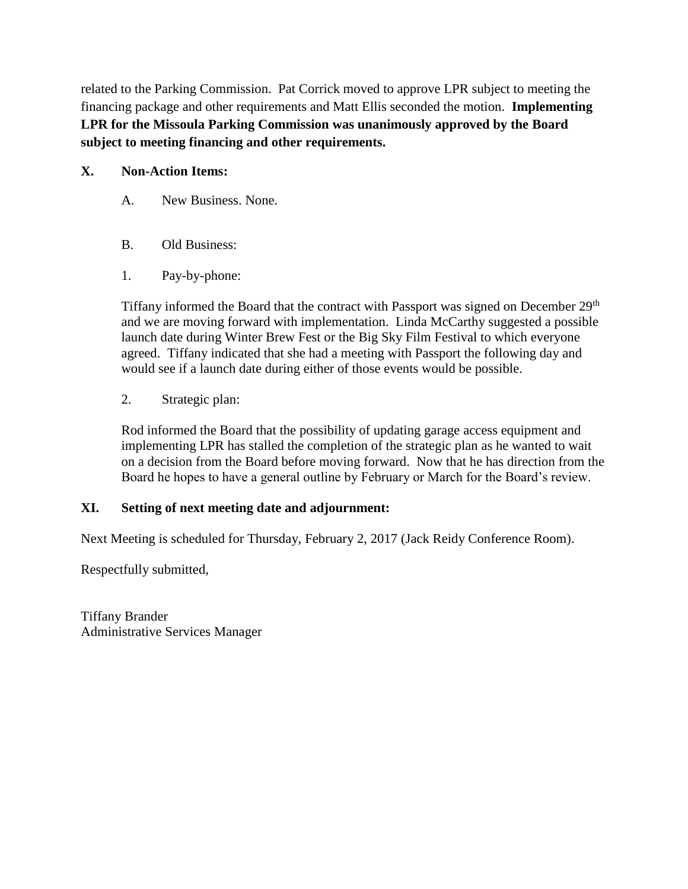related to the Parking Commission. Pat Corrick moved to approve LPR subject to meeting the financing package and other requirements and Matt Ellis seconded the motion. **Implementing LPR for the Missoula Parking Commission was unanimously approved by the Board subject to meeting financing and other requirements.**

## X. Non-Action Items:

A. New Business. None.

B. Old Business:

1. Pay-by-phone:

Tiffany informed the Board that the contract with Passport was signed on December 29th and we are moving forward with implementation. Linda McCarthy suggested a possible launch date during Winter Brew Fest or the Big Sky Film Festival to which everyone agreed. Tiffany indicated that she had a meeting with Passport the following day and would see if a launch date during either of those events would be possible.

2. Strategic plan:

Rod informed the Board that the possibility of updating garage access equipment and implementing LPR has stalled the completion of the strategic plan as he wanted to wait on a decision from the Board before moving forward. Now that he has direction from the Board he hopes to have a general outline by February or March for the Board's review.

## XI. Setting of next meeting date and adjournment:

Next Meeting is scheduled for Thursday, February 2, 2017 (Jack Reidy Conference Room).

Respectfully submitted,

Tiffany Brander
Administrative Services Manager